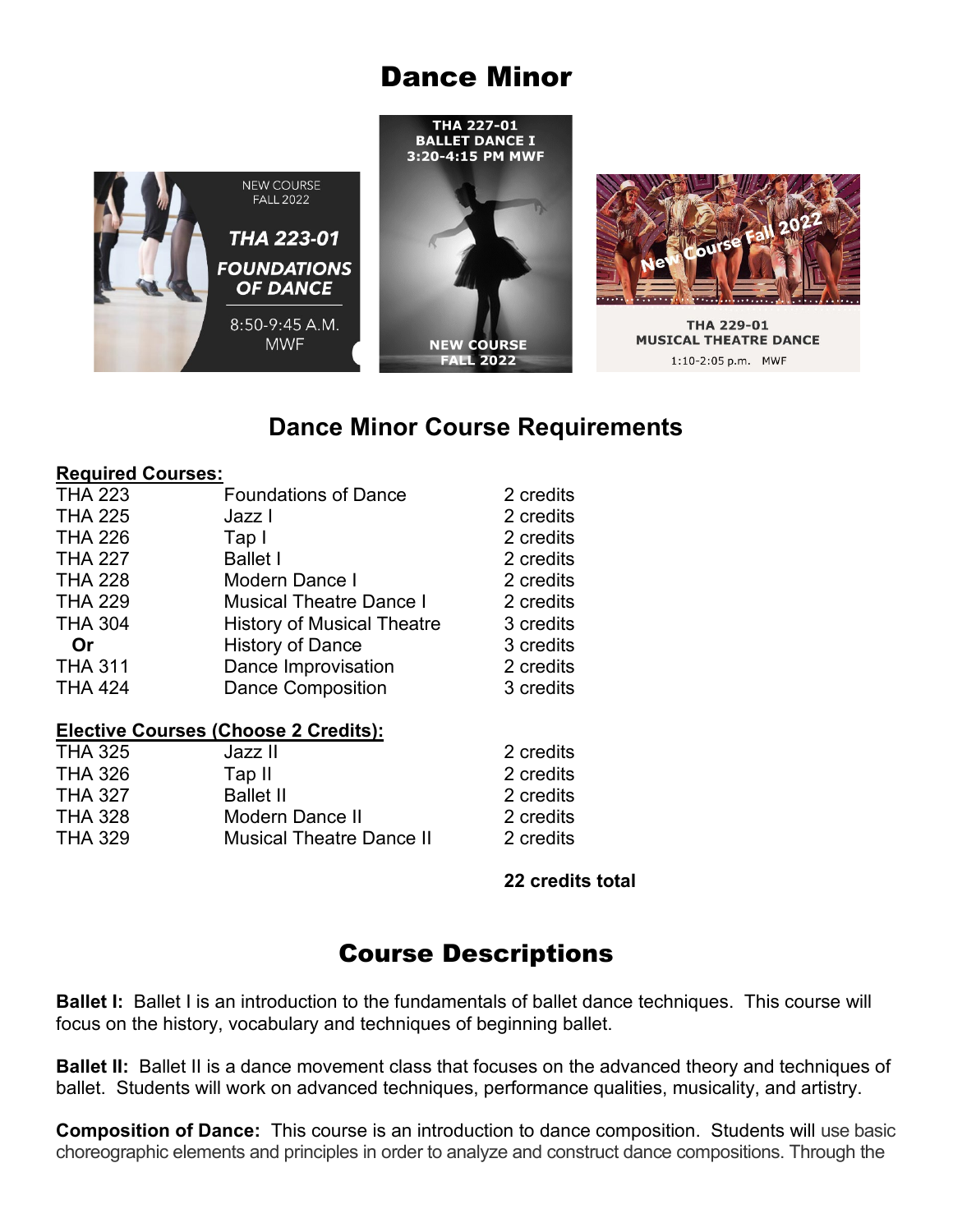# Dance Minor

NEW COURSE FALL 2022

THA 223-01 FOUNDATIONS OF DANCE

8:50-9:45 A.M. MWF

THA 227-01 BALLET DANCE I 3:20-4:15 PM MWF

NEW COURSE FALL 2022

New Course Fall 2022

THA 229-01 MUSICAL THEATRE DANCE

1:10-2:05 p.m. MWF

## Dance Minor Course Requirements

**Required Courses:**

| | | |
|---|---|---|
| THA 223 | Foundations of Dance | 2 credits |
| THA 225 | Jazz I | 2 credits |
| THA 226 | Tap I | 2 credits |
| THA 227 | Ballet I | 2 credits |
| THA 228 | Modern Dance I | 2 credits |
| THA 229 | Musical Theatre Dance I | 2 credits |
| THA 304 | History of Musical Theatre | 3 credits |
| **Or** | History of Dance | 3 credits |
| THA 311 | Dance Improvisation | 2 credits |
| THA 424 | Dance Composition | 3 credits |

**Elective Courses (Choose 2 Credits):**

| | | |
|---|---|---|
| THA 325 | Jazz II | 2 credits |
| THA 326 | Tap II | 2 credits |
| THA 327 | Ballet II | 2 credits |
| THA 328 | Modern Dance II | 2 credits |
| THA 329 | Musical Theatre Dance II | 2 credits |

**22 credits total**

# Course Descriptions

**Ballet I:** Ballet I is an introduction to the fundamentals of ballet dance techniques. This course will focus on the history, vocabulary and techniques of beginning ballet.

**Ballet II:** Ballet II is a dance movement class that focuses on the advanced theory and techniques of ballet. Students will work on advanced techniques, performance qualities, musicality, and artistry.

**Composition of Dance:** This course is an introduction to dance composition. Students will use basic choreographic elements and principles in order to analyze and construct dance compositions. Through the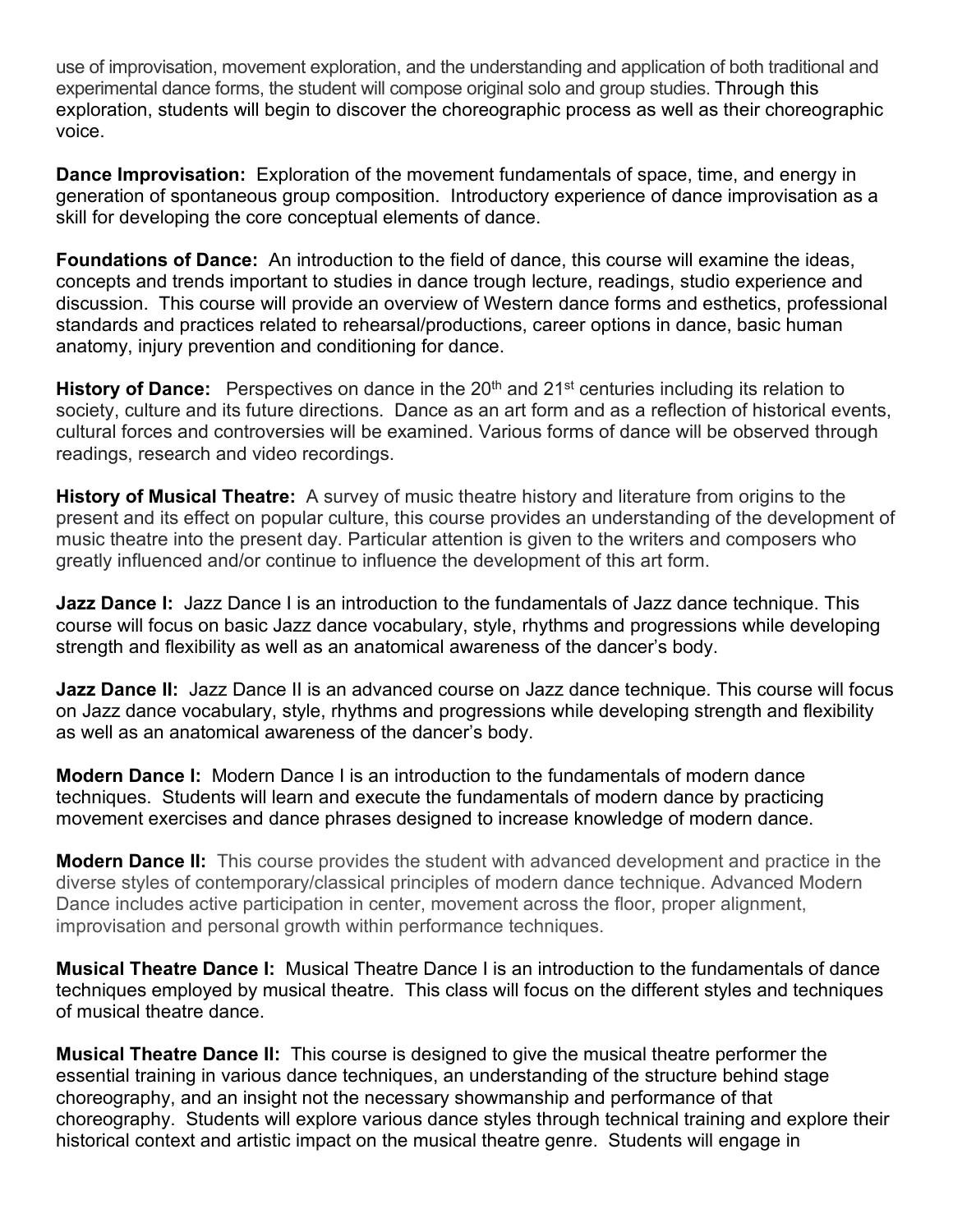use of improvisation, movement exploration, and the understanding and application of both traditional and experimental dance forms, the student will compose original solo and group studies. Through this exploration, students will begin to discover the choreographic process as well as their choreographic voice.

**Dance Improvisation:** Exploration of the movement fundamentals of space, time, and energy in generation of spontaneous group composition. Introductory experience of dance improvisation as a skill for developing the core conceptual elements of dance.

**Foundations of Dance:** An introduction to the field of dance, this course will examine the ideas, concepts and trends important to studies in dance trough lecture, readings, studio experience and discussion. This course will provide an overview of Western dance forms and esthetics, professional standards and practices related to rehearsal/productions, career options in dance, basic human anatomy, injury prevention and conditioning for dance.

**History of Dance:** Perspectives on dance in the 20th and 21st centuries including its relation to society, culture and its future directions. Dance as an art form and as a reflection of historical events, cultural forces and controversies will be examined. Various forms of dance will be observed through readings, research and video recordings.

**History of Musical Theatre:** A survey of music theatre history and literature from origins to the present and its effect on popular culture, this course provides an understanding of the development of music theatre into the present day. Particular attention is given to the writers and composers who greatly influenced and/or continue to influence the development of this art form.

**Jazz Dance I:** Jazz Dance I is an introduction to the fundamentals of Jazz dance technique. This course will focus on basic Jazz dance vocabulary, style, rhythms and progressions while developing strength and flexibility as well as an anatomical awareness of the dancer's body.

**Jazz Dance II:** Jazz Dance II is an advanced course on Jazz dance technique. This course will focus on Jazz dance vocabulary, style, rhythms and progressions while developing strength and flexibility as well as an anatomical awareness of the dancer's body.

**Modern Dance I:** Modern Dance I is an introduction to the fundamentals of modern dance techniques. Students will learn and execute the fundamentals of modern dance by practicing movement exercises and dance phrases designed to increase knowledge of modern dance.

**Modern Dance II:** This course provides the student with advanced development and practice in the diverse styles of contemporary/classical principles of modern dance technique. Advanced Modern Dance includes active participation in center, movement across the floor, proper alignment, improvisation and personal growth within performance techniques.

**Musical Theatre Dance I:** Musical Theatre Dance I is an introduction to the fundamentals of dance techniques employed by musical theatre. This class will focus on the different styles and techniques of musical theatre dance.

**Musical Theatre Dance II:** This course is designed to give the musical theatre performer the essential training in various dance techniques, an understanding of the structure behind stage choreography, and an insight not the necessary showmanship and performance of that choreography. Students will explore various dance styles through technical training and explore their historical context and artistic impact on the musical theatre genre. Students will engage in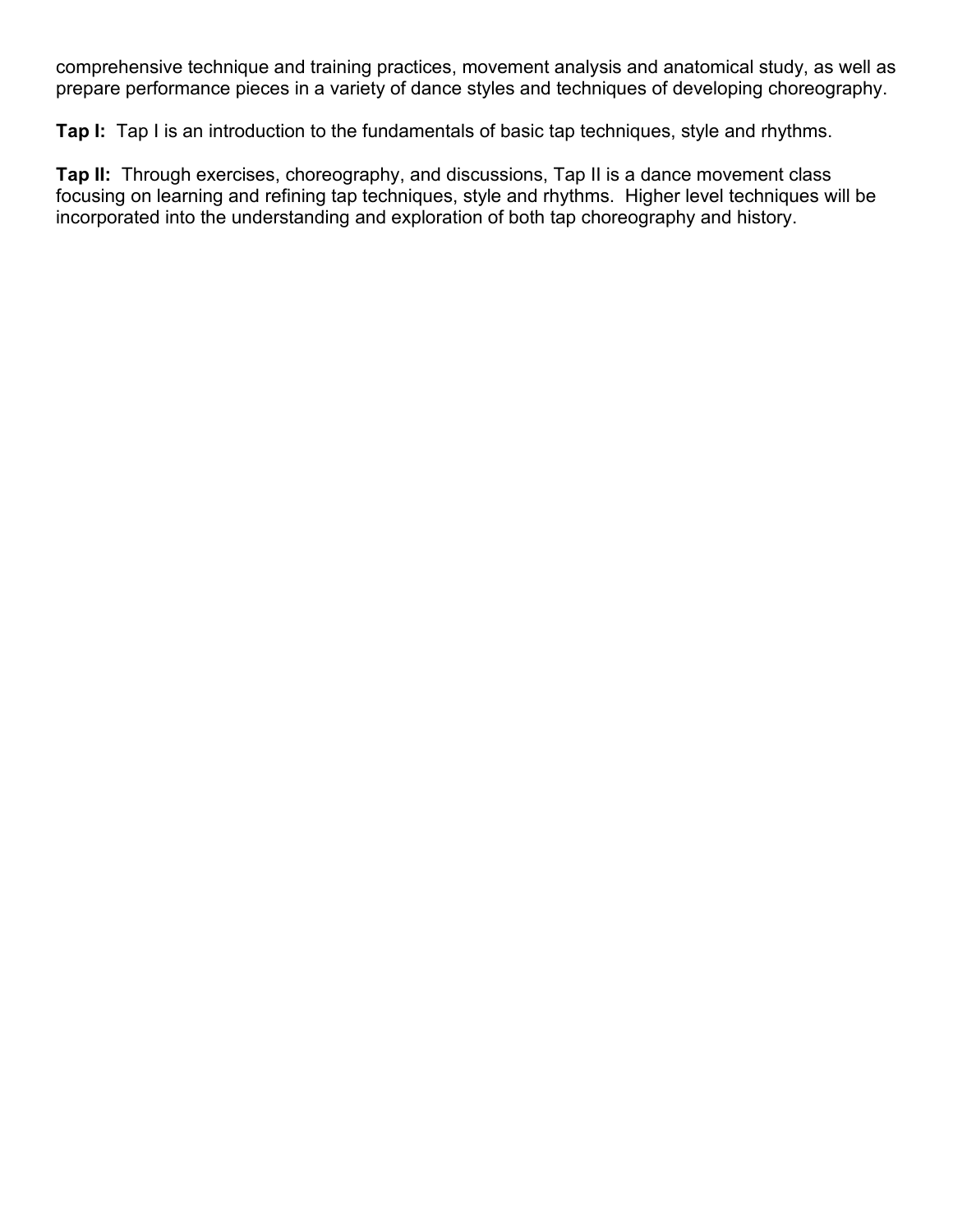comprehensive technique and training practices, movement analysis and anatomical study, as well as prepare performance pieces in a variety of dance styles and techniques of developing choreography.

**Tap I:** Tap I is an introduction to the fundamentals of basic tap techniques, style and rhythms.

**Tap II:** Through exercises, choreography, and discussions, Tap II is a dance movement class focusing on learning and refining tap techniques, style and rhythms. Higher level techniques will be incorporated into the understanding and exploration of both tap choreography and history.